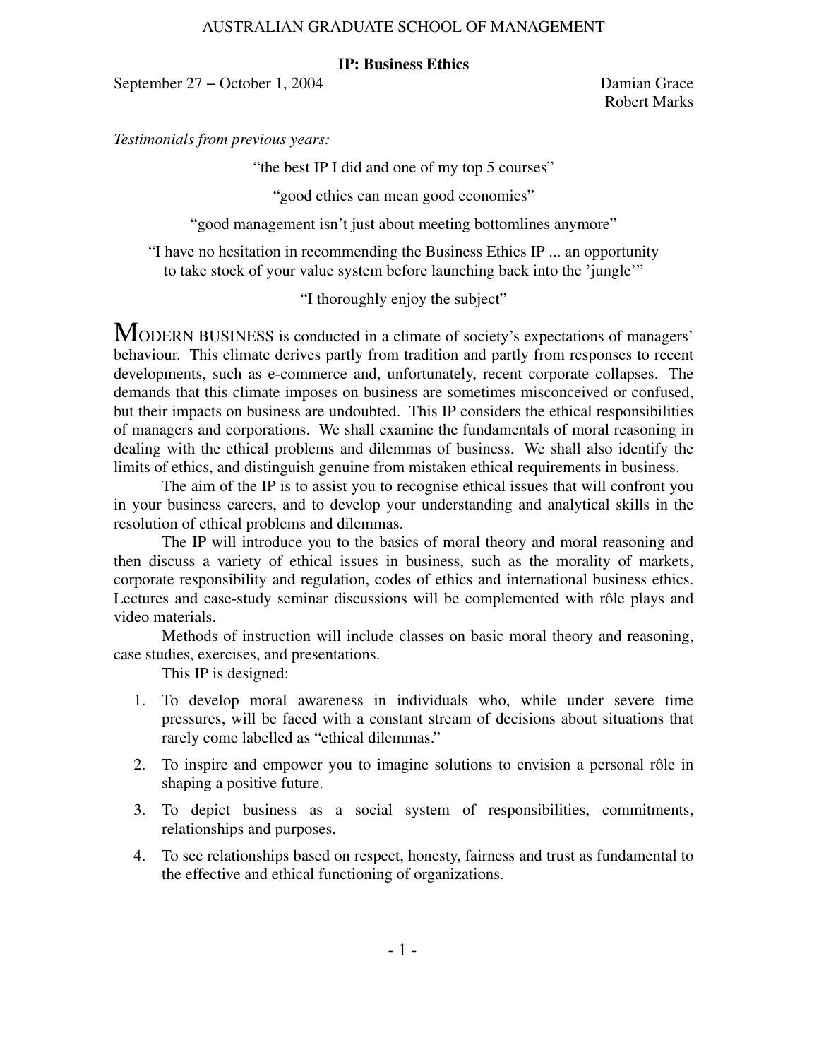AUSTRALIAN GRADUATE SCHOOL OF MANAGEMENT

**IP: Business Ethics**

September 27 − October 1, 2004

Damian Grace
Robert Marks

*Testimonials from previous years:*

"the best IP I did and one of my top 5 courses"

"good ethics can mean good economics"

"good management isn't just about meeting bottomlines anymore"

"I have no hesitation in recommending the Business Ethics IP ... an opportunity to take stock of your value system before launching back into the 'jungle'"

"I thoroughly enjoy the subject"

MODERN BUSINESS is conducted in a climate of society's expectations of managers' behaviour. This climate derives partly from tradition and partly from responses to recent developments, such as e-commerce and, unfortunately, recent corporate collapses. The demands that this climate imposes on business are sometimes misconceived or confused, but their impacts on business are undoubted. This IP considers the ethical responsibilities of managers and corporations. We shall examine the fundamentals of moral reasoning in dealing with the ethical problems and dilemmas of business. We shall also identify the limits of ethics, and distinguish genuine from mistaken ethical requirements in business.

The aim of the IP is to assist you to recognise ethical issues that will confront you in your business careers, and to develop your understanding and analytical skills in the resolution of ethical problems and dilemmas.

The IP will introduce you to the basics of moral theory and moral reasoning and then discuss a variety of ethical issues in business, such as the morality of markets, corporate responsibility and regulation, codes of ethics and international business ethics. Lectures and case-study seminar discussions will be complemented with rôle plays and video materials.

Methods of instruction will include classes on basic moral theory and reasoning, case studies, exercises, and presentations.

This IP is designed:

1. To develop moral awareness in individuals who, while under severe time pressures, will be faced with a constant stream of decisions about situations that rarely come labelled as "ethical dilemmas."
2. To inspire and empower you to imagine solutions to envision a personal rôle in shaping a positive future.
3. To depict business as a social system of responsibilities, commitments, relationships and purposes.
4. To see relationships based on respect, honesty, fairness and trust as fundamental to the effective and ethical functioning of organizations.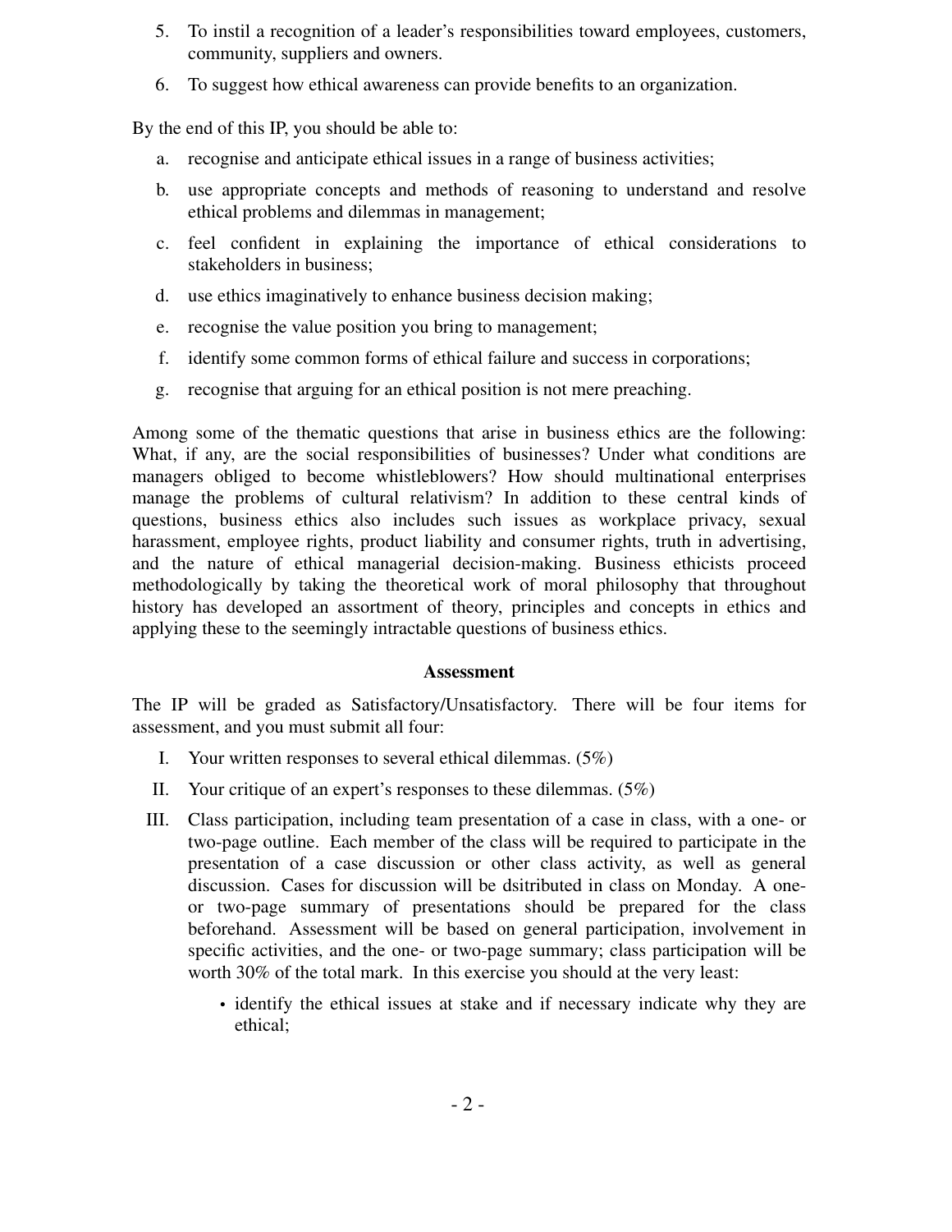5. To instil a recognition of a leader's responsibilities toward employees, customers, community, suppliers and owners.
6. To suggest how ethical awareness can provide benefits to an organization.

By the end of this IP, you should be able to:

a. recognise and anticipate ethical issues in a range of business activities;
b. use appropriate concepts and methods of reasoning to understand and resolve ethical problems and dilemmas in management;
c. feel confident in explaining the importance of ethical considerations to stakeholders in business;
d. use ethics imaginatively to enhance business decision making;
e. recognise the value position you bring to management;
f. identify some common forms of ethical failure and success in corporations;
g. recognise that arguing for an ethical position is not mere preaching.

Among some of the thematic questions that arise in business ethics are the following: What, if any, are the social responsibilities of businesses? Under what conditions are managers obliged to become whistleblowers? How should multinational enterprises manage the problems of cultural relativism? In addition to these central kinds of questions, business ethics also includes such issues as workplace privacy, sexual harassment, employee rights, product liability and consumer rights, truth in advertising, and the nature of ethical managerial decision-making. Business ethicists proceed methodologically by taking the theoretical work of moral philosophy that throughout history has developed an assortment of theory, principles and concepts in ethics and applying these to the seemingly intractable questions of business ethics.

**Assessment**

The IP will be graded as Satisfactory/Unsatisfactory. There will be four items for assessment, and you must submit all four:

I. Your written responses to several ethical dilemmas. (5%)

II. Your critique of an expert's responses to these dilemmas. (5%)

III. Class participation, including team presentation of a case in class, with a one- or two-page outline. Each member of the class will be required to participate in the presentation of a case discussion or other class activity, as well as general discussion. Cases for discussion will be dsitributed in class on Monday. A one- or two-page summary of presentations should be prepared for the class beforehand. Assessment will be based on general participation, involvement in specific activities, and the one- or two-page summary; class participation will be worth 30% of the total mark. In this exercise you should at the very least:

   - identify the ethical issues at stake and if necessary indicate why they are ethical;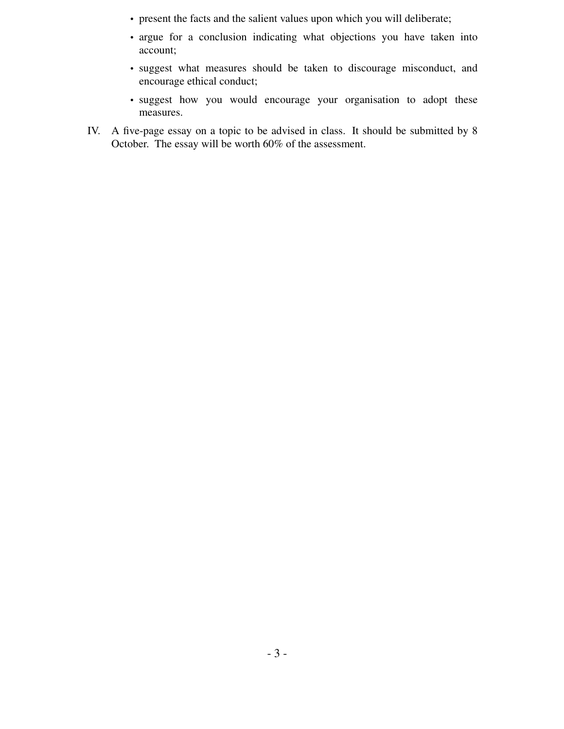- present the facts and the salient values upon which you will deliberate;
- argue for a conclusion indicating what objections you have taken into account;
- suggest what measures should be taken to discourage misconduct, and encourage ethical conduct;
- suggest how you would encourage your organisation to adopt these measures.

IV. A five-page essay on a topic to be advised in class. It should be submitted by 8 October. The essay will be worth 60% of the assessment.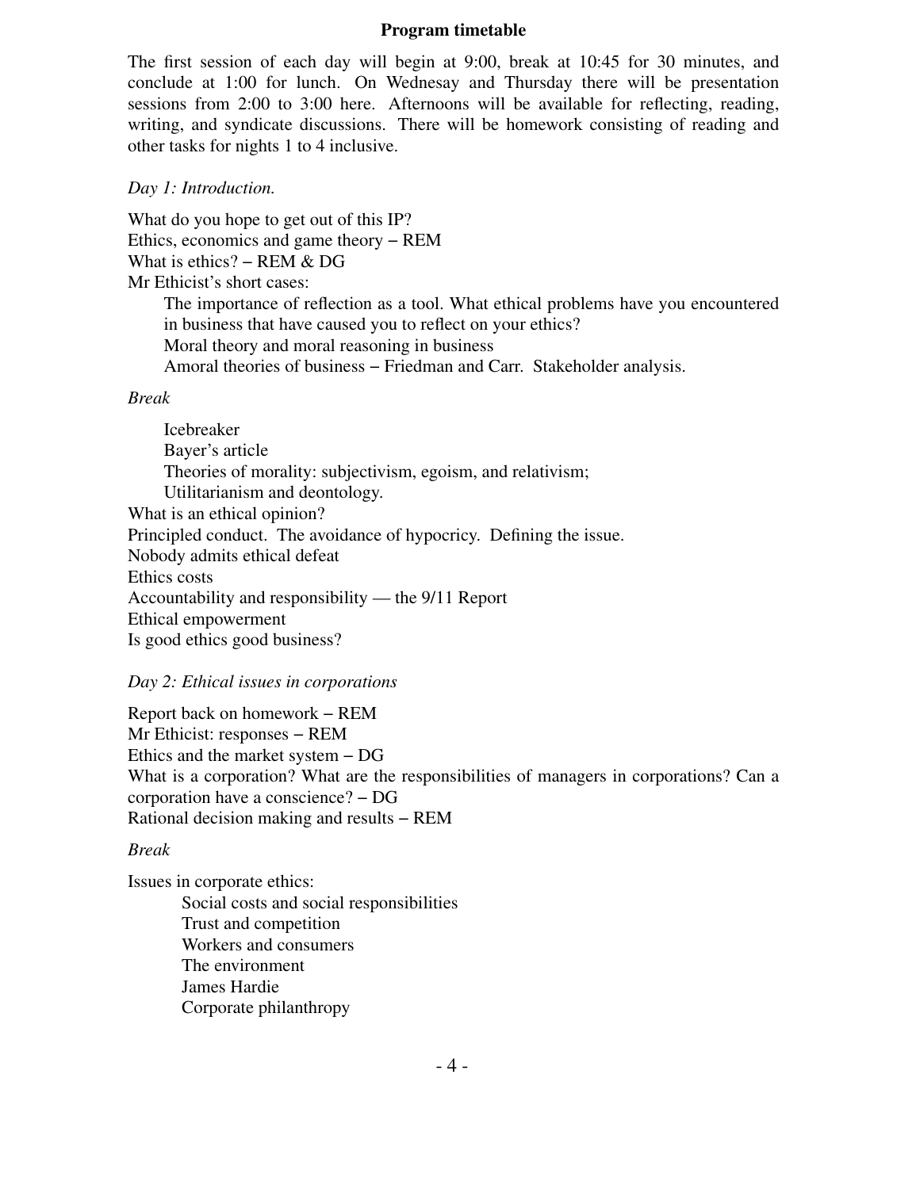## Program timetable

The first session of each day will begin at 9:00, break at 10:45 for 30 minutes, and conclude at 1:00 for lunch. On Wednesay and Thursday there will be presentation sessions from 2:00 to 3:00 here. Afternoons will be available for reflecting, reading, writing, and syndicate discussions. There will be homework consisting of reading and other tasks for nights 1 to 4 inclusive.

*Day 1: Introduction.*

What do you hope to get out of this IP?
Ethics, economics and game theory – REM
What is ethics? – REM & DG
Mr Ethicist's short cases:

- The importance of reflection as a tool. What ethical problems have you encountered in business that have caused you to reflect on your ethics?
- Moral theory and moral reasoning in business
- Amoral theories of business – Friedman and Carr. Stakeholder analysis.

*Break*

- Icebreaker
- Bayer's article
- Theories of morality: subjectivism, egoism, and relativism;
- Utilitarianism and deontology.

What is an ethical opinion?
Principled conduct. The avoidance of hypocricy. Defining the issue.
Nobody admits ethical defeat
Ethics costs
Accountability and responsibility — the 9/11 Report
Ethical empowerment
Is good ethics good business?

*Day 2: Ethical issues in corporations*

Report back on homework – REM
Mr Ethicist: responses – REM
Ethics and the market system – DG
What is a corporation? What are the responsibilities of managers in corporations? Can a corporation have a conscience? – DG
Rational decision making and results – REM

*Break*

Issues in corporate ethics:

- Social costs and social responsibilities
- Trust and competition
- Workers and consumers
- The environment
- James Hardie
- Corporate philanthropy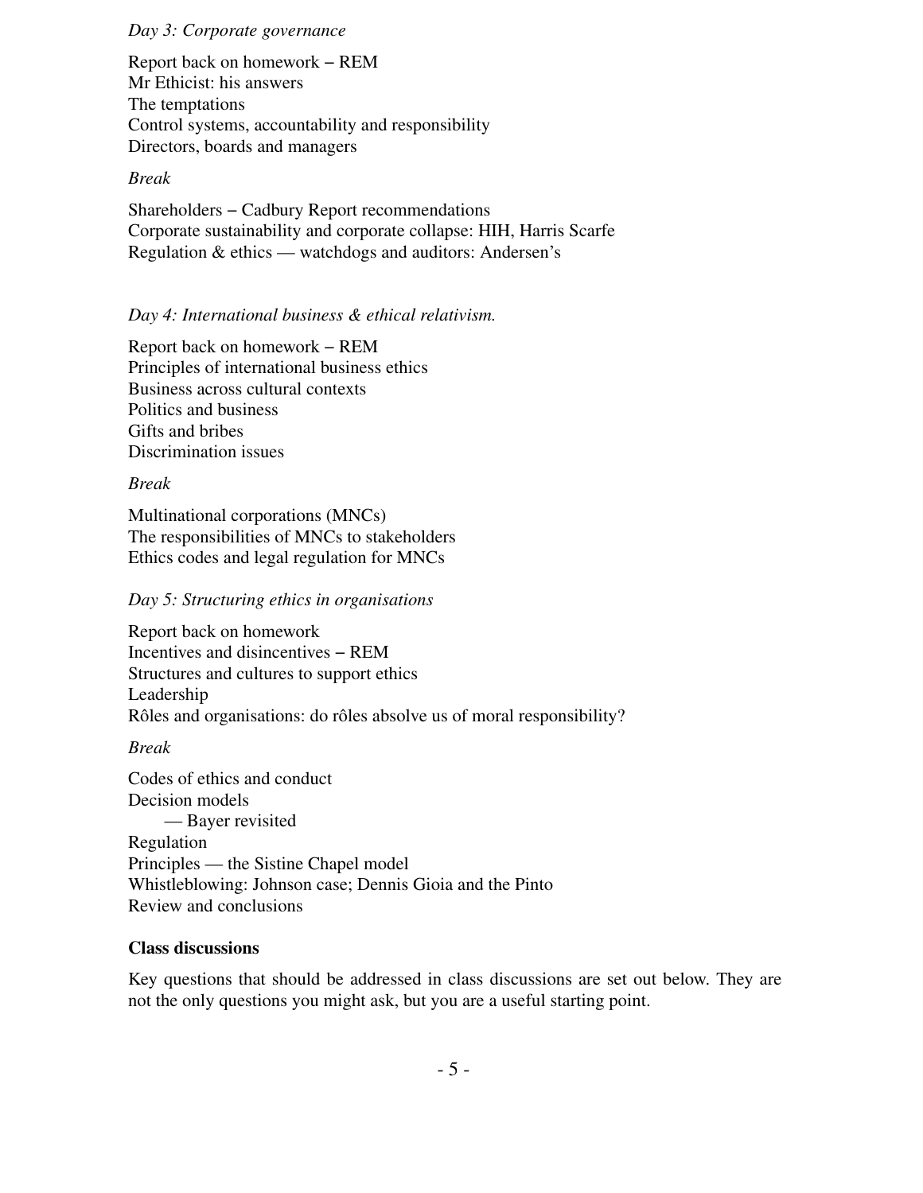*Day 3: Corporate governance*

Report back on homework – REM
Mr Ethicist: his answers
The temptations
Control systems, accountability and responsibility
Directors, boards and managers

*Break*

Shareholders – Cadbury Report recommendations
Corporate sustainability and corporate collapse: HIH, Harris Scarfe
Regulation & ethics — watchdogs and auditors: Andersen's

*Day 4: International business & ethical relativism.*

Report back on homework – REM
Principles of international business ethics
Business across cultural contexts
Politics and business
Gifts and bribes
Discrimination issues

*Break*

Multinational corporations (MNCs)
The responsibilities of MNCs to stakeholders
Ethics codes and legal regulation for MNCs

*Day 5: Structuring ethics in organisations*

Report back on homework
Incentives and disincentives – REM
Structures and cultures to support ethics
Leadership
Rôles and organisations: do rôles absolve us of moral responsibility?

*Break*

Codes of ethics and conduct
Decision models
    — Bayer revisited
Regulation
Principles — the Sistine Chapel model
Whistleblowing: Johnson case; Dennis Gioia and the Pinto
Review and conclusions

**Class discussions**

Key questions that should be addressed in class discussions are set out below. They are not the only questions you might ask, but you are a useful starting point.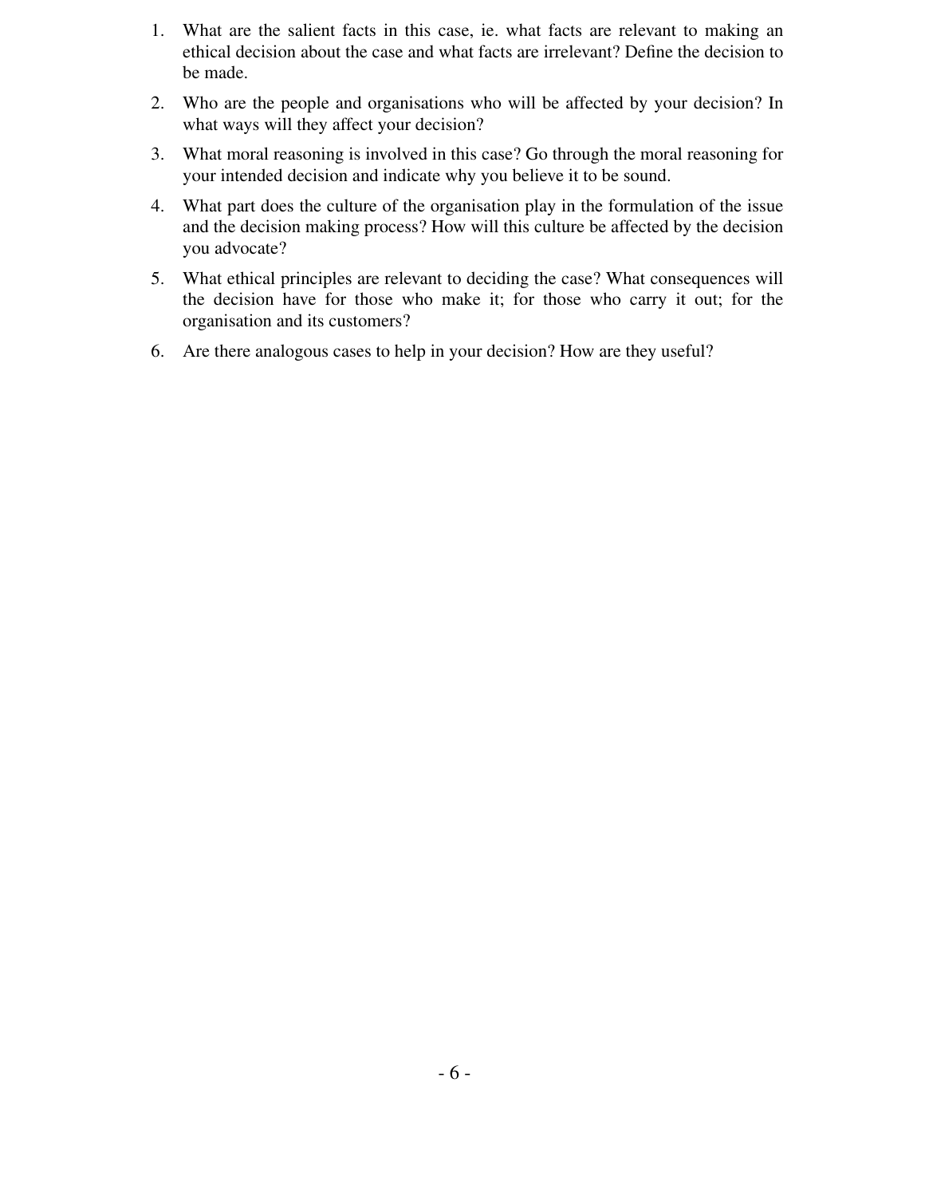1. What are the salient facts in this case, ie. what facts are relevant to making an ethical decision about the case and what facts are irrelevant? Define the decision to be made.
2. Who are the people and organisations who will be affected by your decision? In what ways will they affect your decision?
3. What moral reasoning is involved in this case? Go through the moral reasoning for your intended decision and indicate why you believe it to be sound.
4. What part does the culture of the organisation play in the formulation of the issue and the decision making process? How will this culture be affected by the decision you advocate?
5. What ethical principles are relevant to deciding the case? What consequences will the decision have for those who make it; for those who carry it out; for the organisation and its customers?
6. Are there analogous cases to help in your decision? How are they useful?